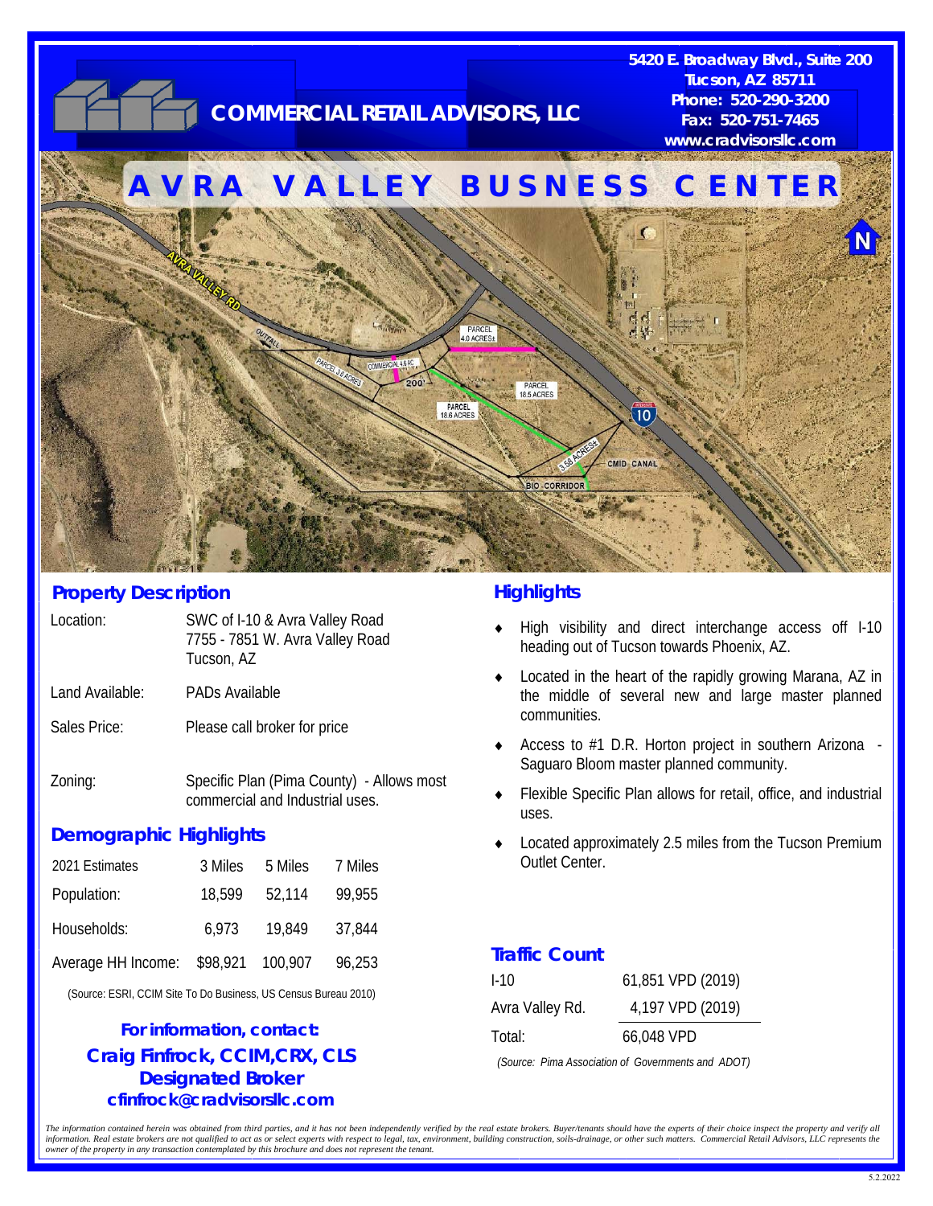# COMMERCIAL RETAIL ADVISORS, LLC

**5420 E. Broadway Blvd., Suite 200**
**Tucson, AZ 85711**
**Phone: 520-290-3200**
**Fax: 520-751-7465**
**www.cradvisorsllc.com**

# AVRA VALLEY BUSNESS CENTER

## Property Description

| | |
|---|---|
| Location: | SWC of I-10 & Avra Valley Road<br>7755 - 7851 W. Avra Valley Road<br>Tucson, AZ |
| Land Available: | PADs Available |
| Sales Price: | Please call broker for price |
| Zoning: | Specific Plan (Pima County) - Allows most commercial and Industrial uses. |

## Demographic Highlights

| 2021 Estimates | 3 Miles | 5 Miles | 7 Miles |
|---|---|---|---|
| Population: | 18,599 | 52,114 | 99,955 |
| Households: | 6,973 | 19,849 | 37,844 |
| Average HH Income: | $98,921 | 100,907 | 96,253 |

(Source: ESRI, CCIM Site To Do Business, US Census Bureau 2010)

**For information, contact:**
**Craig Finfrock, CCIM,CRX, CLS**
**Designated Broker**
**cfinfrock@cradvisorsllc.com**

## Highlights

- High visibility and direct interchange access off I-10 heading out of Tucson towards Phoenix, AZ.
- Located in the heart of the rapidly growing Marana, AZ in the middle of several new and large master planned communities.
- Access to #1 D.R. Horton project in southern Arizona - Saguaro Bloom master planned community.
- Flexible Specific Plan allows for retail, office, and industrial uses.
- Located approximately 2.5 miles from the Tucson Premium Outlet Center.

## Traffic Count

| | |
|---|---|
| I-10 | 61,851 VPD (2019) |
| Avra Valley Rd. | 4,197 VPD (2019) |
| Total: | 66,048 VPD |

*(Source: Pima Association of Governments and ADOT)*

*The information contained herein was obtained from third parties, and it has not been independently verified by the real estate brokers. Buyer/tenants should have the experts of their choice inspect the property and verify all information. Real estate brokers are not qualified to act as or select experts with respect to legal, tax, environment, building construction, soils-drainage, or other such matters. Commercial Retail Advisors, LLC represents the owner of the property in any transaction contemplated by this brochure and does not represent the tenant.*

5.2.2022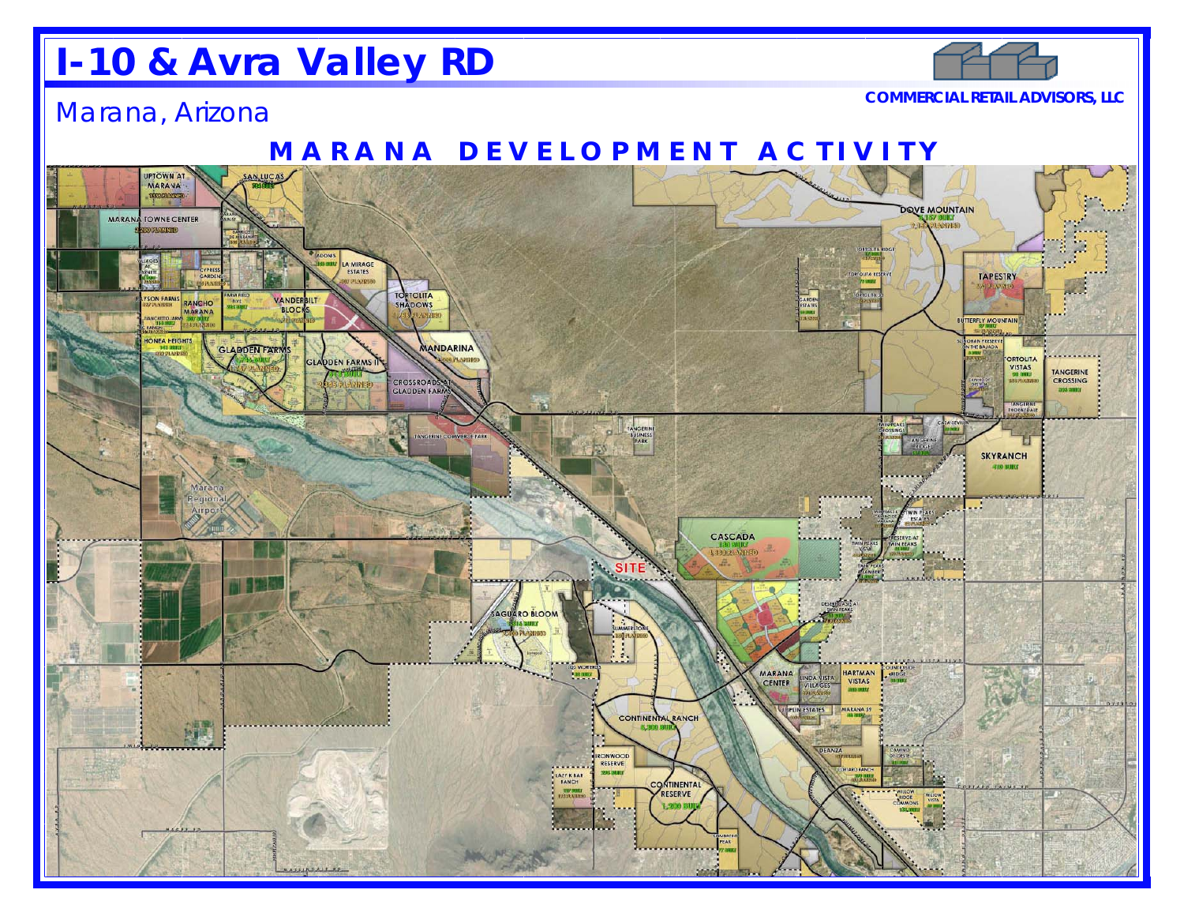# I-10 & Avra Valley RD

Marana, Arizona

COMMERCIAL RETAIL ADVISORS, LLC

## MARANA DEVELOPMENT ACTIVITY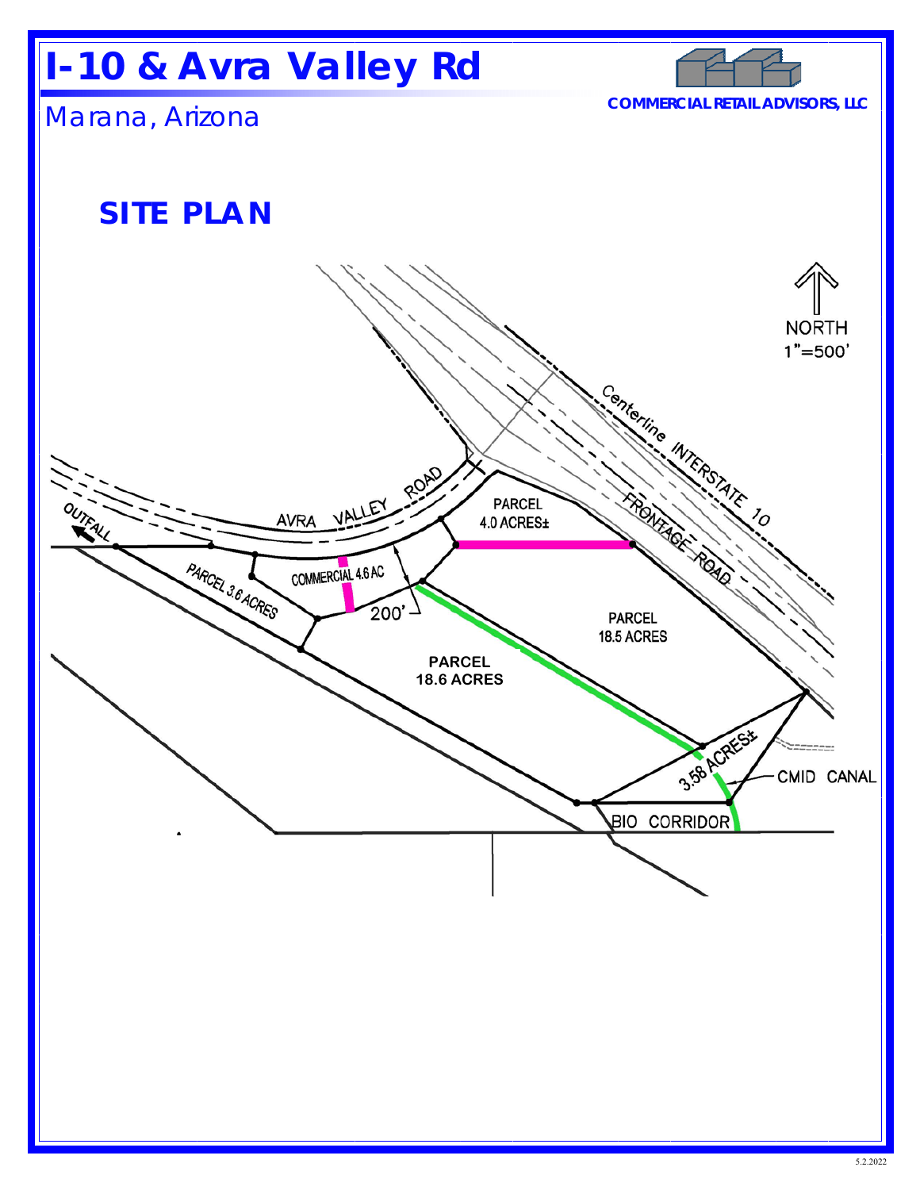# I-10 & Avra Valley Rd

Marana, Arizona

COMMERCIAL RETAIL ADVISORS, LLC

## SITE PLAN

NORTH
1"=500'

Centerline INTERSTATE 10

FRONTAGE ROAD

AVRA VALLEY ROAD

OUTFALL

PARCEL
4.0 ACRES±

COMMERCIAL 4.6 AC

PARCEL 3.6 ACRES

200'

PARCEL
18.5 ACRES

PARCEL
18.6 ACRES

3.58 ACRES±

CMID CANAL

BIO CORRIDOR